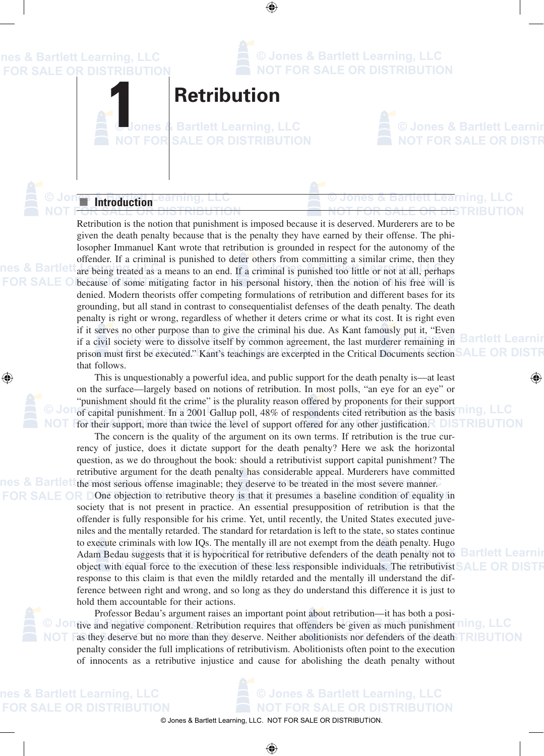# 1 Retribution

## Introduction

Retribution is the notion that punishment is imposed because it is deserved. Murderers are to be given the death penalty because that is the penalty they have earned by their offense. The philosopher Immanuel Kant wrote that retribution is grounded in respect for the autonomy of the offender. If a criminal is punished to deter others from committing a similar crime, then they are being treated as a means to an end. If a criminal is punished too little or not at all, perhaps because of some mitigating factor in his personal history, then the notion of his free will is denied. Modern theorists offer competing formulations of retribution and different bases for its grounding, but all stand in contrast to consequentialist defenses of the death penalty. The death penalty is right or wrong, regardless of whether it deters crime or what its cost. It is right even if it serves no other purpose than to give the criminal his due. As Kant famously put it, "Even if a civil society were to dissolve itself by common agreement, the last murderer remaining in prison must first be executed." Kant's teachings are excerpted in the Critical Documents section that follows.

This is unquestionably a powerful idea, and public support for the death penalty is—at least on the surface—largely based on notions of retribution. In most polls, "an eye for an eye" or "punishment should fit the crime" is the plurality reason offered by proponents for their support of capital punishment. In a 2001 Gallup poll, 48% of respondents cited retribution as the basis for their support, more than twice the level of support offered for any other justification.

The concern is the quality of the argument on its own terms. If retribution is the true currency of justice, does it dictate support for the death penalty? Here we ask the horizontal question, as we do throughout the book: should a retributivist support capital punishment? The retributive argument for the death penalty has considerable appeal. Murderers have committed the most serious offense imaginable; they deserve to be treated in the most severe manner.

One objection to retributive theory is that it presumes a baseline condition of equality in society that is not present in practice. An essential presupposition of retribution is that the offender is fully responsible for his crime. Yet, until recently, the United States executed juveniles and the mentally retarded. The standard for retardation is left to the state, so states continue to execute criminals with low IQs. The mentally ill are not exempt from the death penalty. Hugo Adam Bedau suggests that it is hypocritical for retributive defenders of the death penalty not to object with equal force to the execution of these less responsible individuals. The retributivist response to this claim is that even the mildly retarded and the mentally ill understand the difference between right and wrong, and so long as they do understand this difference it is just to hold them accountable for their actions.

Professor Bedau's argument raises an important point about retribution—it has both a positive and negative component. Retribution requires that offenders be given as much punishment as they deserve but no more than they deserve. Neither abolitionists nor defenders of the death penalty consider the full implications of retributivism. Abolitionists often point to the execution of innocents as a retributive injustice and cause for abolishing the death penalty without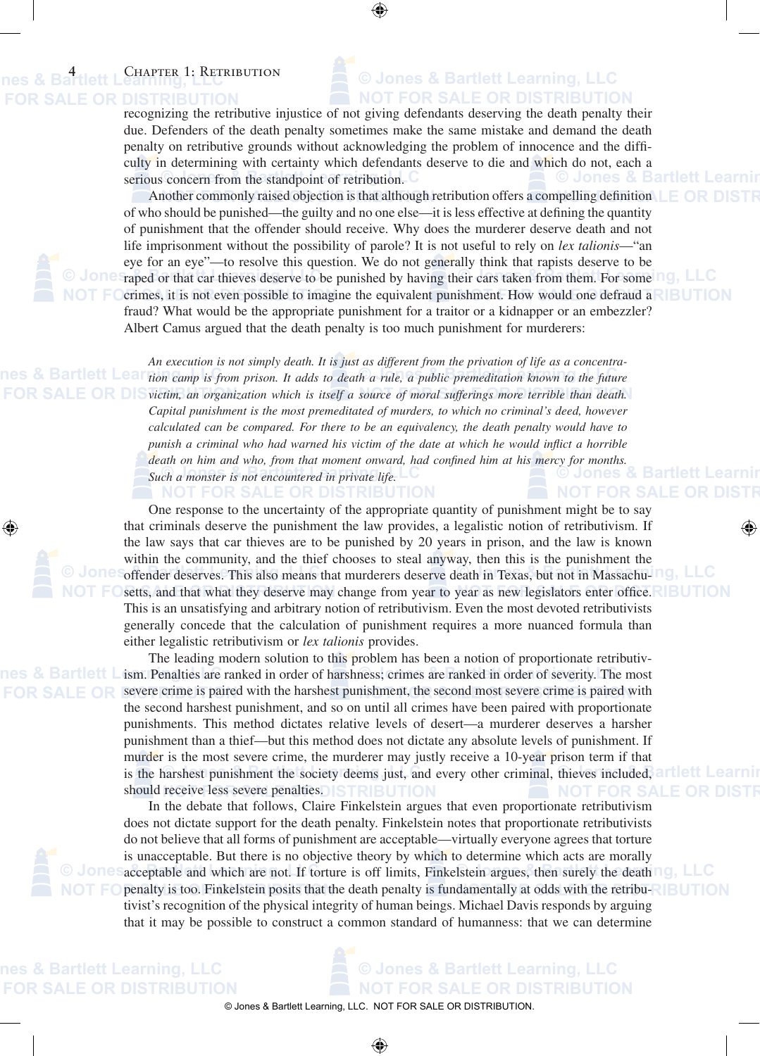recognizing the retributive injustice of not giving defendants deserving the death penalty their due. Defenders of the death penalty sometimes make the same mistake and demand the death penalty on retributive grounds without acknowledging the problem of innocence and the difficulty in determining with certainty which defendants deserve to die and which do not, each a serious concern from the standpoint of retribution.

Another commonly raised objection is that although retribution offers a compelling definition of who should be punished—the guilty and no one else—it is less effective at defining the quantity of punishment that the offender should receive. Why does the murderer deserve death and not life imprisonment without the possibility of parole? It is not useful to rely on *lex talionis*—"an eye for an eye"—to resolve this question. We do not generally think that rapists deserve to be raped or that car thieves deserve to be punished by having their cars taken from them. For some crimes, it is not even possible to imagine the equivalent punishment. How would one defraud a fraud? What would be the appropriate punishment for a traitor or a kidnapper or an embezzler? Albert Camus argued that the death penalty is too much punishment for murderers:

> *An execution is not simply death. It is just as different from the privation of life as a concentration camp is from prison. It adds to death a rule, a public premeditation known to the future victim, an organization which is itself a source of moral sufferings more terrible than death. Capital punishment is the most premeditated of murders, to which no criminal's deed, however calculated can be compared. For there to be an equivalency, the death penalty would have to punish a criminal who had warned his victim of the date at which he would inflict a horrible death on him and who, from that moment onward, had confined him at his mercy for months. Such a monster is not encountered in private life.*

One response to the uncertainty of the appropriate quantity of punishment might be to say that criminals deserve the punishment the law provides, a legalistic notion of retributivism. If the law says that car thieves are to be punished by 20 years in prison, and the law is known within the community, and the thief chooses to steal anyway, then this is the punishment the offender deserves. This also means that murderers deserve death in Texas, but not in Massachusetts, and that what they deserve may change from year to year as new legislators enter office. This is an unsatisfying and arbitrary notion of retributivism. Even the most devoted retributivists generally concede that the calculation of punishment requires a more nuanced formula than either legalistic retributivism or *lex talionis* provides.

The leading modern solution to this problem has been a notion of proportionate retributivism. Penalties are ranked in order of harshness; crimes are ranked in order of severity. The most severe crime is paired with the harshest punishment, the second most severe crime is paired with the second harshest punishment, and so on until all crimes have been paired with proportionate punishments. This method dictates relative levels of desert—a murderer deserves a harsher punishment than a thief—but this method does not dictate any absolute levels of punishment. If murder is the most severe crime, the murderer may justly receive a 10-year prison term if that is the harshest punishment the society deems just, and every other criminal, thieves included, should receive less severe penalties.

In the debate that follows, Claire Finkelstein argues that even proportionate retributivism does not dictate support for the death penalty. Finkelstein notes that proportionate retributivists do not believe that all forms of punishment are acceptable—virtually everyone agrees that torture is unacceptable. But there is no objective theory by which to determine which acts are morally acceptable and which are not. If torture is off limits, Finkelstein argues, then surely the death penalty is too. Finkelstein posits that the death penalty is fundamentally at odds with the retributivist's recognition of the physical integrity of human beings. Michael Davis responds by arguing that it may be possible to construct a common standard of humanness: that we can determine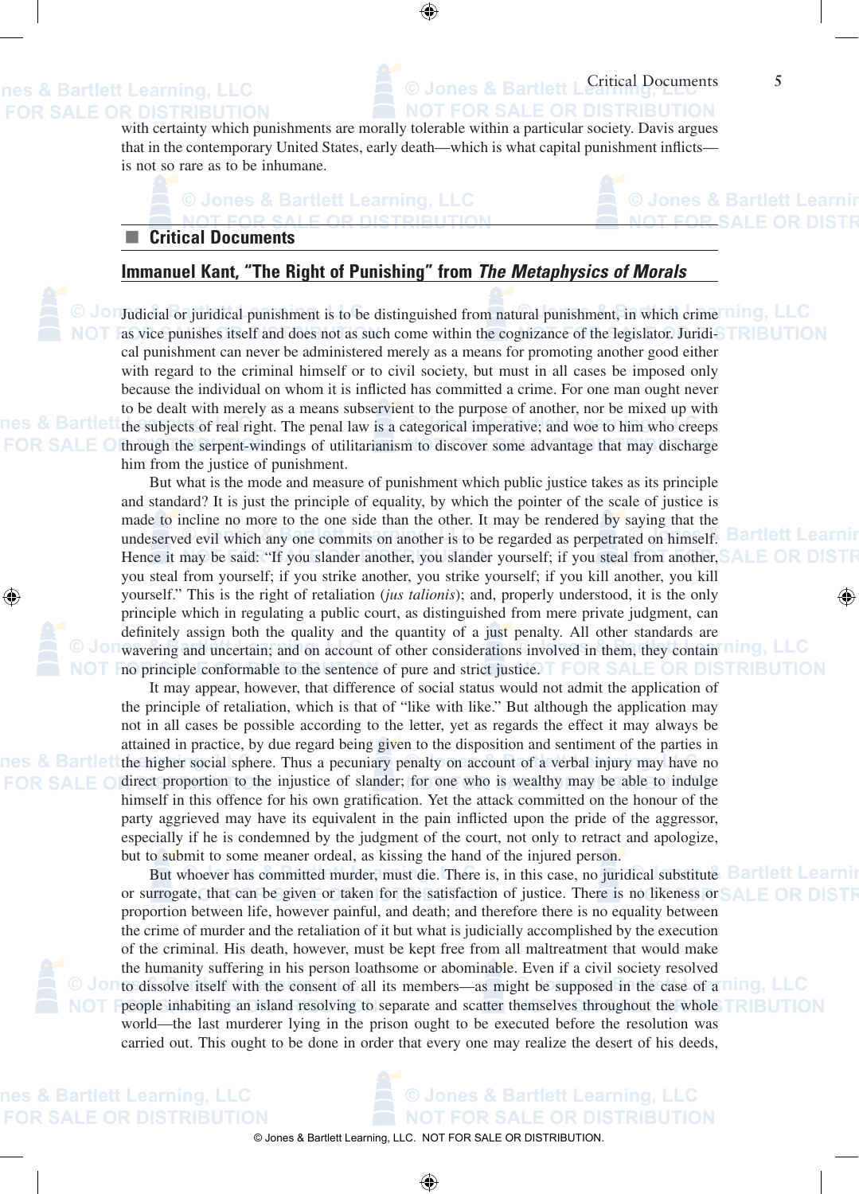with certainty which punishments are morally tolerable within a particular society. Davis argues that in the contemporary United States, early death—which is what capital punishment inflicts—is not so rare as to be inhumane.

## Critical Documents

### Immanuel Kant, "The Right of Punishing" from *The Metaphysics of Morals*

Judicial or juridical punishment is to be distinguished from natural punishment, in which crime as vice punishes itself and does not as such come within the cognizance of the legislator. Juridical punishment can never be administered merely as a means for promoting another good either with regard to the criminal himself or to civil society, but must in all cases be imposed only because the individual on whom it is inflicted has committed a crime. For one man ought never to be dealt with merely as a means subservient to the purpose of another, nor be mixed up with the subjects of real right. The penal law is a categorical imperative; and woe to him who creeps through the serpent-windings of utilitarianism to discover some advantage that may discharge him from the justice of punishment.

But what is the mode and measure of punishment which public justice takes as its principle and standard? It is just the principle of equality, by which the pointer of the scale of justice is made to incline no more to the one side than the other. It may be rendered by saying that the undeserved evil which any one commits on another is to be regarded as perpetrated on himself. Hence it may be said: "If you slander another, you slander yourself; if you steal from another, you steal from yourself; if you strike another, you strike yourself; if you kill another, you kill yourself." This is the right of retaliation (*jus talionis*); and, properly understood, it is the only principle which in regulating a public court, as distinguished from mere private judgment, can definitely assign both the quality and the quantity of a just penalty. All other standards are wavering and uncertain; and on account of other considerations involved in them, they contain no principle conformable to the sentence of pure and strict justice.

It may appear, however, that difference of social status would not admit the application of the principle of retaliation, which is that of "like with like." But although the application may not in all cases be possible according to the letter, yet as regards the effect it may always be attained in practice, by due regard being given to the disposition and sentiment of the parties in the higher social sphere. Thus a pecuniary penalty on account of a verbal injury may have no direct proportion to the injustice of slander; for one who is wealthy may be able to indulge himself in this offence for his own gratification. Yet the attack committed on the honour of the party aggrieved may have its equivalent in the pain inflicted upon the pride of the aggressor, especially if he is condemned by the judgment of the court, not only to retract and apologize, but to submit to some meaner ordeal, as kissing the hand of the injured person.

But whoever has committed murder, must die. There is, in this case, no juridical substitute or surrogate, that can be given or taken for the satisfaction of justice. There is no likeness or proportion between life, however painful, and death; and therefore there is no equality between the crime of murder and the retaliation of it but what is judicially accomplished by the execution of the criminal. His death, however, must be kept free from all maltreatment that would make the humanity suffering in his person loathsome or abominable. Even if a civil society resolved to dissolve itself with the consent of all its members—as might be supposed in the case of a people inhabiting an island resolving to separate and scatter themselves throughout the whole world—the last murderer lying in the prison ought to be executed before the resolution was carried out. This ought to be done in order that every one may realize the desert of his deeds,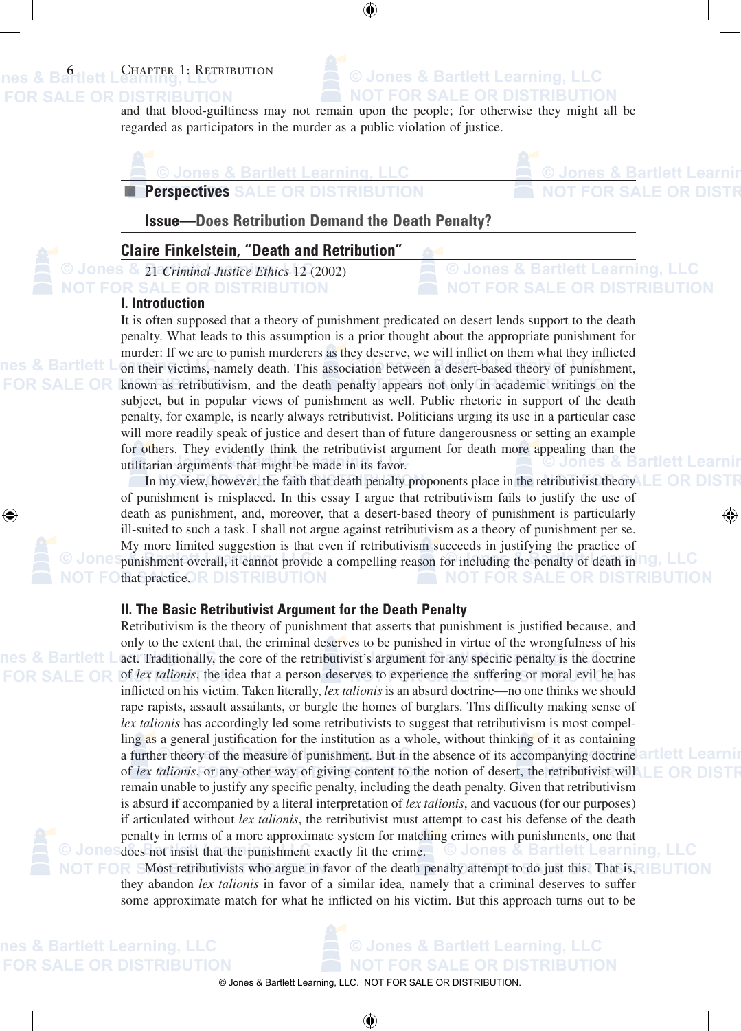and that blood-guiltiness may not remain upon the people; for otherwise they might all be regarded as participators in the murder as a public violation of justice.

## Perspectives

### Issue—Does Retribution Demand the Death Penalty?

### Claire Finkelstein, "Death and Retribution"

21 *Criminal Justice Ethics* 12 (2002)

#### I. Introduction

It is often supposed that a theory of punishment predicated on desert lends support to the death penalty. What leads to this assumption is a prior thought about the appropriate punishment for murder: If we are to punish murderers as they deserve, we will inflict on them what they inflicted on their victims, namely death. This association between a desert-based theory of punishment, known as retributivism, and the death penalty appears not only in academic writings on the subject, but in popular views of punishment as well. Public rhetoric in support of the death penalty, for example, is nearly always retributivist. Politicians urging its use in a particular case will more readily speak of justice and desert than of future dangerousness or setting an example for others. They evidently think the retributivist argument for death more appealing than the utilitarian arguments that might be made in its favor.

In my view, however, the faith that death penalty proponents place in the retributivist theory of punishment is misplaced. In this essay I argue that retributivism fails to justify the use of death as punishment, and, moreover, that a desert-based theory of punishment is particularly ill-suited to such a task. I shall not argue against retributivism as a theory of punishment per se. My more limited suggestion is that even if retributivism succeeds in justifying the practice of punishment overall, it cannot provide a compelling reason for including the penalty of death in that practice.

#### II. The Basic Retributivist Argument for the Death Penalty

Retributivism is the theory of punishment that asserts that punishment is justified because, and only to the extent that, the criminal deserves to be punished in virtue of the wrongfulness of his act. Traditionally, the core of the retributivist's argument for any specific penalty is the doctrine of *lex talionis*, the idea that a person deserves to experience the suffering or moral evil he has inflicted on his victim. Taken literally, *lex talionis* is an absurd doctrine—no one thinks we should rape rapists, assault assailants, or burgle the homes of burglars. This difficulty making sense of *lex talionis* has accordingly led some retributivists to suggest that retributivism is most compelling as a general justification for the institution as a whole, without thinking of it as containing a further theory of the measure of punishment. But in the absence of its accompanying doctrine of *lex talionis*, or any other way of giving content to the notion of desert, the retributivist will remain unable to justify any specific penalty, including the death penalty. Given that retributivism is absurd if accompanied by a literal interpretation of *lex talionis*, and vacuous (for our purposes) if articulated without *lex talionis*, the retributivist must attempt to cast his defense of the death penalty in terms of a more approximate system for matching crimes with punishments, one that does not insist that the punishment exactly fit the crime.

Most retributivists who argue in favor of the death penalty attempt to do just this. That is, they abandon *lex talionis* in favor of a similar idea, namely that a criminal deserves to suffer some approximate match for what he inflicted on his victim. But this approach turns out to be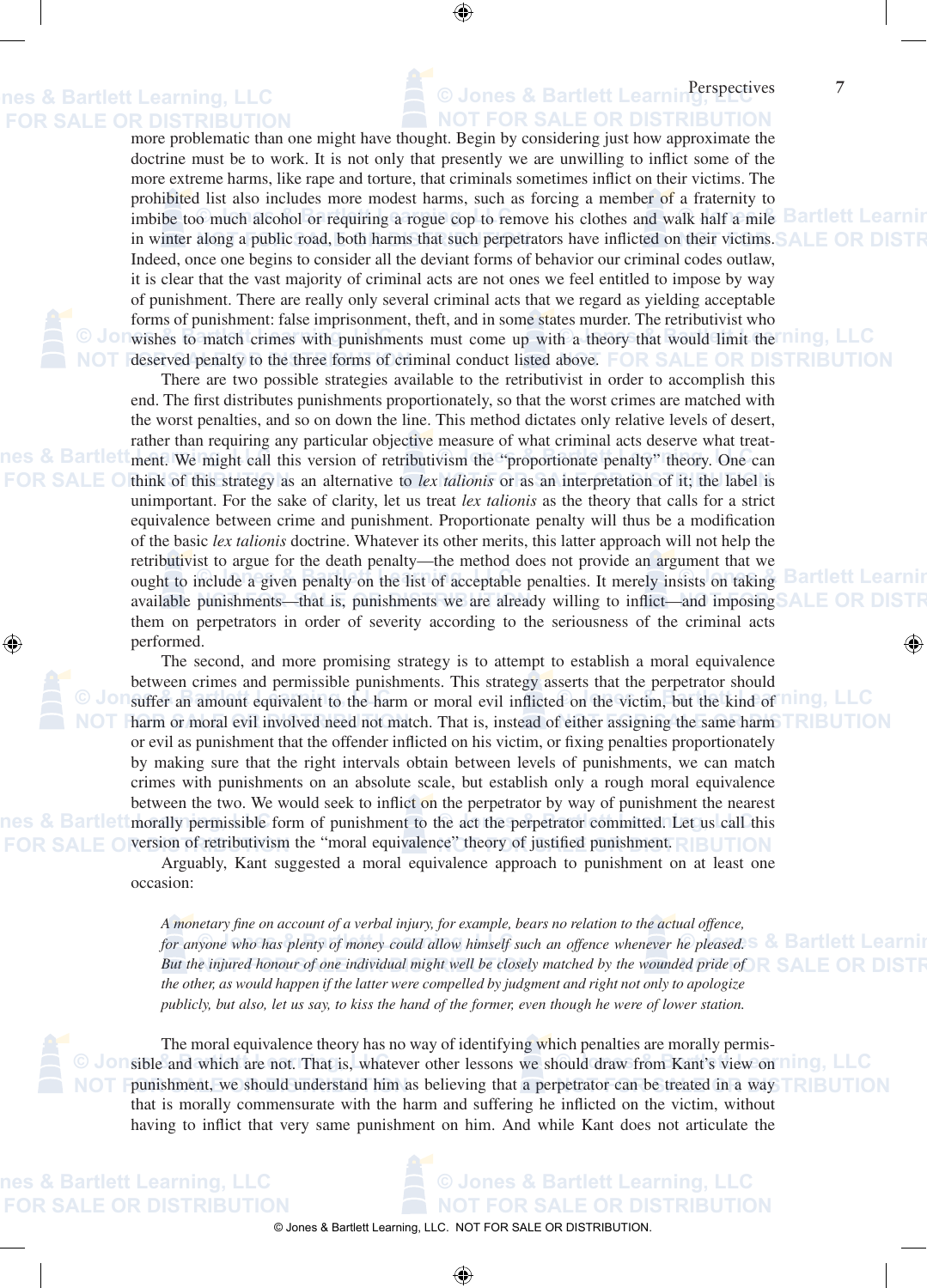more problematic than one might have thought. Begin by considering just how approximate the doctrine must be to work. It is not only that presently we are unwilling to inflict some of the more extreme harms, like rape and torture, that criminals sometimes inflict on their victims. The prohibited list also includes more modest harms, such as forcing a member of a fraternity to imbibe too much alcohol or requiring a rogue cop to remove his clothes and walk half a mile in winter along a public road, both harms that such perpetrators have inflicted on their victims. Indeed, once one begins to consider all the deviant forms of behavior our criminal codes outlaw, it is clear that the vast majority of criminal acts are not ones we feel entitled to impose by way of punishment. There are really only several criminal acts that we regard as yielding acceptable forms of punishment: false imprisonment, theft, and in some states murder. The retributivist who wishes to match crimes with punishments must come up with a theory that would limit the deserved penalty to the three forms of criminal conduct listed above.

There are two possible strategies available to the retributivist in order to accomplish this end. The first distributes punishments proportionately, so that the worst crimes are matched with the worst penalties, and so on down the line. This method dictates only relative levels of desert, rather than requiring any particular objective measure of what criminal acts deserve what treatment. We might call this version of retributivism the "proportionate penalty" theory. One can think of this strategy as an alternative to *lex talionis* or as an interpretation of it; the label is unimportant. For the sake of clarity, let us treat *lex talionis* as the theory that calls for a strict equivalence between crime and punishment. Proportionate penalty will thus be a modification of the basic *lex talionis* doctrine. Whatever its other merits, this latter approach will not help the retributivist to argue for the death penalty—the method does not provide an argument that we ought to include a given penalty on the list of acceptable penalties. It merely insists on taking available punishments—that is, punishments we are already willing to inflict—and imposing them on perpetrators in order of severity according to the seriousness of the criminal acts performed.

The second, and more promising strategy is to attempt to establish a moral equivalence between crimes and permissible punishments. This strategy asserts that the perpetrator should suffer an amount equivalent to the harm or moral evil inflicted on the victim, but the kind of harm or moral evil involved need not match. That is, instead of either assigning the same harm or evil as punishment that the offender inflicted on his victim, or fixing penalties proportionately by making sure that the right intervals obtain between levels of punishments, we can match crimes with punishments on an absolute scale, but establish only a rough moral equivalence between the two. We would seek to inflict on the perpetrator by way of punishment the nearest morally permissible form of punishment to the act the perpetrator committed. Let us call this version of retributivism the "moral equivalence" theory of justified punishment.

Arguably, Kant suggested a moral equivalence approach to punishment on at least one occasion:

> *A monetary fine on account of a verbal injury, for example, bears no relation to the actual offence, for anyone who has plenty of money could allow himself such an offence whenever he pleased. But the injured honour of one individual might well be closely matched by the wounded pride of the other, as would happen if the latter were compelled by judgment and right not only to apologize publicly, but also, let us say, to kiss the hand of the former, even though he were of lower station.*

The moral equivalence theory has no way of identifying which penalties are morally permissible and which are not. That is, whatever other lessons we should draw from Kant's view on punishment, we should understand him as believing that a perpetrator can be treated in a way that is morally commensurate with the harm and suffering he inflicted on the victim, without having to inflict that very same punishment on him. And while Kant does not articulate the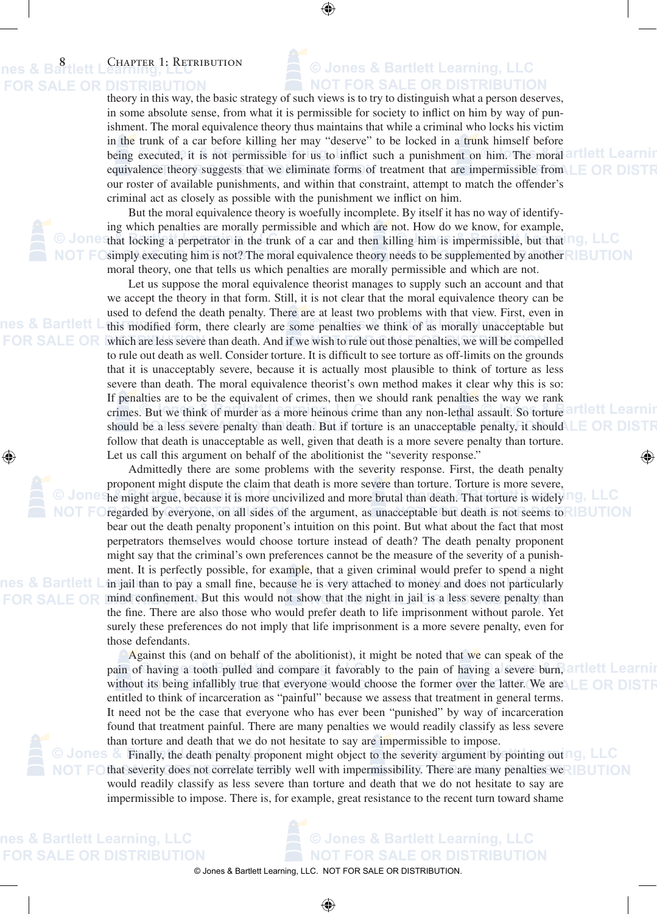theory in this way, the basic strategy of such views is to try to distinguish what a person deserves, in some absolute sense, from what it is permissible for society to inflict on him by way of punishment. The moral equivalence theory thus maintains that while a criminal who locks his victim in the trunk of a car before killing her may "deserve" to be locked in a trunk himself before being executed, it is not permissible for us to inflict such a punishment on him. The moral equivalence theory suggests that we eliminate forms of treatment that are impermissible from our roster of available punishments, and within that constraint, attempt to match the offender's criminal act as closely as possible with the punishment we inflict on him.

But the moral equivalence theory is woefully incomplete. By itself it has no way of identifying which penalties are morally permissible and which are not. How do we know, for example, that locking a perpetrator in the trunk of a car and then killing him is impermissible, but that simply executing him is not? The moral equivalence theory needs to be supplemented by another moral theory, one that tells us which penalties are morally permissible and which are not.

Let us suppose the moral equivalence theorist manages to supply such an account and that we accept the theory in that form. Still, it is not clear that the moral equivalence theory can be used to defend the death penalty. There are at least two problems with that view. First, even in this modified form, there clearly are some penalties we think of as morally unacceptable but which are less severe than death. And if we wish to rule out those penalties, we will be compelled to rule out death as well. Consider torture. It is difficult to see torture as off-limits on the grounds that it is unacceptably severe, because it is actually most plausible to think of torture as less severe than death. The moral equivalence theorist's own method makes it clear why this is so: If penalties are to be the equivalent of crimes, then we should rank penalties the way we rank crimes. But we think of murder as a more heinous crime than any non-lethal assault. So torture should be a less severe penalty than death. But if torture is an unacceptable penalty, it should follow that death is unacceptable as well, given that death is a more severe penalty than torture. Let us call this argument on behalf of the abolitionist the "severity response."

Admittedly there are some problems with the severity response. First, the death penalty proponent might dispute the claim that death is more severe than torture. Torture is more severe, he might argue, because it is more uncivilized and more brutal than death. That torture is widely regarded by everyone, on all sides of the argument, as unacceptable but death is not seems to bear out the death penalty proponent's intuition on this point. But what about the fact that most perpetrators themselves would choose torture instead of death? The death penalty proponent might say that the criminal's own preferences cannot be the measure of the severity of a punishment. It is perfectly possible, for example, that a given criminal would prefer to spend a night in jail than to pay a small fine, because he is very attached to money and does not particularly mind confinement. But this would not show that the night in jail is a less severe penalty than the fine. There are also those who would prefer death to life imprisonment without parole. Yet surely these preferences do not imply that life imprisonment is a more severe penalty, even for those defendants.

Against this (and on behalf of the abolitionist), it might be noted that we can speak of the pain of having a tooth pulled and compare it favorably to the pain of having a severe burn, without its being infallibly true that everyone would choose the former over the latter. We are entitled to think of incarceration as "painful" because we assess that treatment in general terms. It need not be the case that everyone who has ever been "punished" by way of incarceration found that treatment painful. There are many penalties we would readily classify as less severe than torture and death that we do not hesitate to say are impermissible to impose.

Finally, the death penalty proponent might object to the severity argument by pointing out that severity does not correlate terribly well with impermissibility. There are many penalties we would readily classify as less severe than torture and death that we do not hesitate to say are impermissible to impose. There is, for example, great resistance to the recent turn toward shame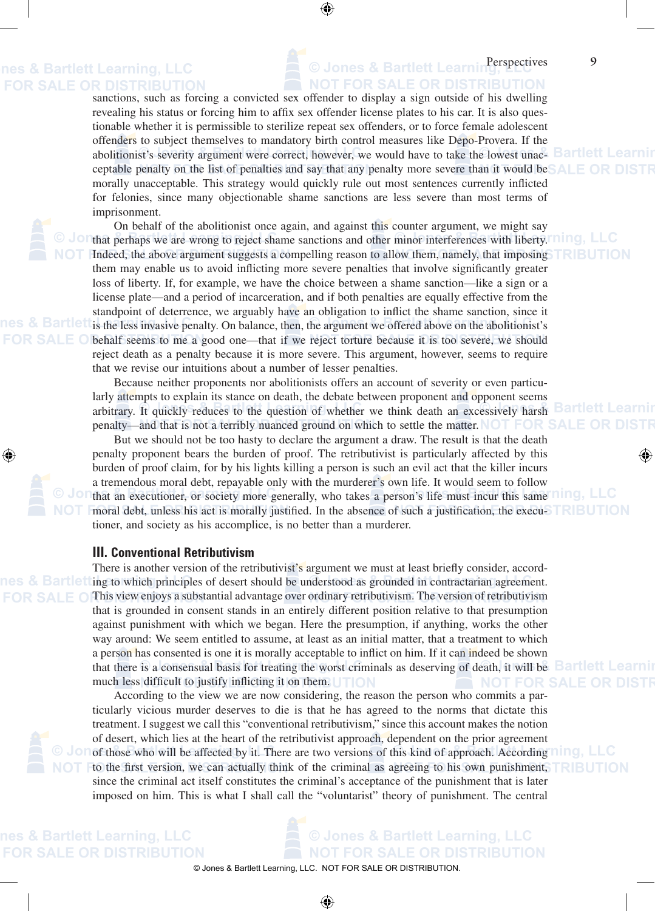sanctions, such as forcing a convicted sex offender to display a sign outside of his dwelling revealing his status or forcing him to affix sex offender license plates to his car. It is also questionable whether it is permissible to sterilize repeat sex offenders, or to force female adolescent offenders to subject themselves to mandatory birth control measures like Depo-Provera. If the abolitionist's severity argument were correct, however, we would have to take the lowest unacceptable penalty on the list of penalties and say that any penalty more severe than it would be morally unacceptable. This strategy would quickly rule out most sentences currently inflicted for felonies, since many objectionable shame sanctions are less severe than most terms of imprisonment.

On behalf of the abolitionist once again, and against this counter argument, we might say that perhaps we are wrong to reject shame sanctions and other minor interferences with liberty. Indeed, the above argument suggests a compelling reason to allow them, namely, that imposing them may enable us to avoid inflicting more severe penalties that involve significantly greater loss of liberty. If, for example, we have the choice between a shame sanction—like a sign or a license plate—and a period of incarceration, and if both penalties are equally effective from the standpoint of deterrence, we arguably have an obligation to inflict the shame sanction, since it is the less invasive penalty. On balance, then, the argument we offered above on the abolitionist's behalf seems to me a good one—that if we reject torture because it is too severe, we should reject death as a penalty because it is more severe. This argument, however, seems to require that we revise our intuitions about a number of lesser penalties.

Because neither proponents nor abolitionists offers an account of severity or even particularly attempts to explain its stance on death, the debate between proponent and opponent seems arbitrary. It quickly reduces to the question of whether we think death an excessively harsh penalty—and that is not a terribly nuanced ground on which to settle the matter.

But we should not be too hasty to declare the argument a draw. The result is that the death penalty proponent bears the burden of proof. The retributivist is particularly affected by this burden of proof claim, for by his lights killing a person is such an evil act that the killer incurs a tremendous moral debt, repayable only with the murderer's own life. It would seem to follow that an executioner, or society more generally, who takes a person's life must incur this same moral debt, unless his act is morally justified. In the absence of such a justification, the executioner, and society as his accomplice, is no better than a murderer.

### III. Conventional Retributivism

There is another version of the retributivist's argument we must at least briefly consider, according to which principles of desert should be understood as grounded in contractarian agreement. This view enjoys a substantial advantage over ordinary retributivism. The version of retributivism that is grounded in consent stands in an entirely different position relative to that presumption against punishment with which we began. Here the presumption, if anything, works the other way around: We seem entitled to assume, at least as an initial matter, that a treatment to which a person has consented is one it is morally acceptable to inflict on him. If it can indeed be shown that there is a consensual basis for treating the worst criminals as deserving of death, it will be much less difficult to justify inflicting it on them.

According to the view we are now considering, the reason the person who commits a particularly vicious murder deserves to die is that he has agreed to the norms that dictate this treatment. I suggest we call this "conventional retributivism," since this account makes the notion of desert, which lies at the heart of the retributivist approach, dependent on the prior agreement of those who will be affected by it. There are two versions of this kind of approach. According to the first version, we can actually think of the criminal as agreeing to his own punishment, since the criminal act itself constitutes the criminal's acceptance of the punishment that is later imposed on him. This is what I shall call the "voluntarist" theory of punishment. The central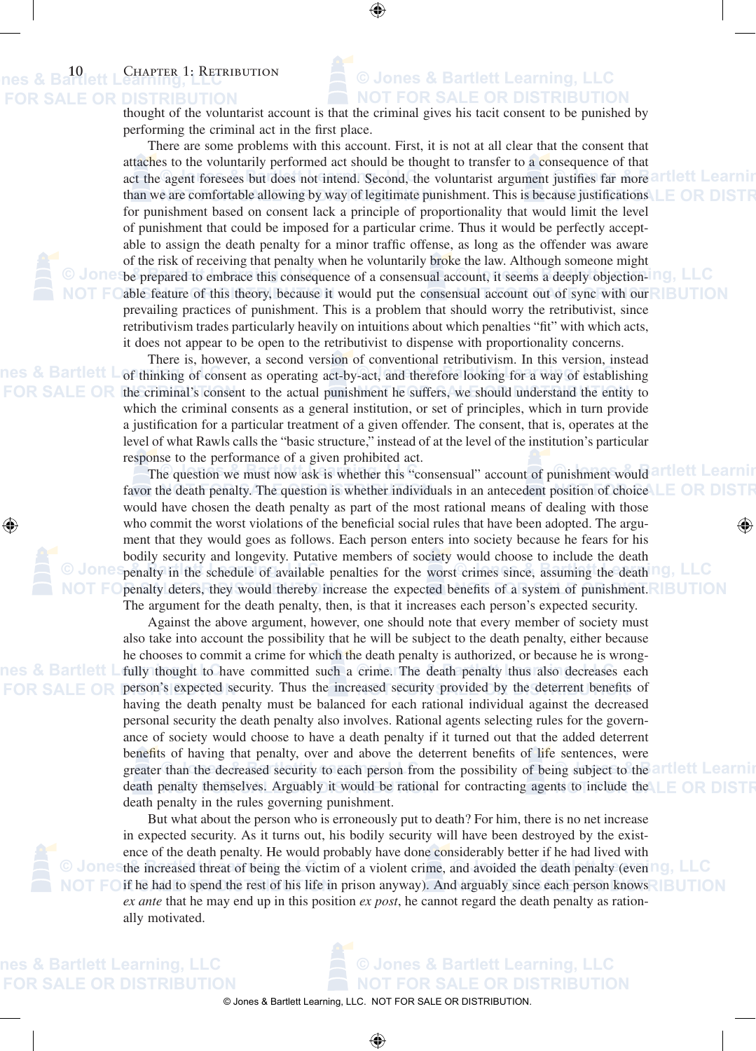thought of the voluntarist account is that the criminal gives his tacit consent to be punished by performing the criminal act in the first place.

There are some problems with this account. First, it is not at all clear that the consent that attaches to the voluntarily performed act should be thought to transfer to a consequence of that act the agent foresees but does not intend. Second, the voluntarist argument justifies far more than we are comfortable allowing by way of legitimate punishment. This is because justifications for punishment based on consent lack a principle of proportionality that would limit the level of punishment that could be imposed for a particular crime. Thus it would be perfectly acceptable to assign the death penalty for a minor traffic offense, as long as the offender was aware of the risk of receiving that penalty when he voluntarily broke the law. Although someone might be prepared to embrace this consequence of a consensual account, it seems a deeply objectionable feature of this theory, because it would put the consensual account out of sync with our prevailing practices of punishment. This is a problem that should worry the retributivist, since retributivism trades particularly heavily on intuitions about which penalties "fit" with which acts, it does not appear to be open to the retributivist to dispense with proportionality concerns.

There is, however, a second version of conventional retributivism. In this version, instead of thinking of consent as operating act-by-act, and therefore looking for a way of establishing the criminal's consent to the actual punishment he suffers, we should understand the entity to which the criminal consents as a general institution, or set of principles, which in turn provide a justification for a particular treatment of a given offender. The consent, that is, operates at the level of what Rawls calls the "basic structure," instead of at the level of the institution's particular response to the performance of a given prohibited act.

The question we must now ask is whether this "consensual" account of punishment would favor the death penalty. The question is whether individuals in an antecedent position of choice would have chosen the death penalty as part of the most rational means of dealing with those who commit the worst violations of the beneficial social rules that have been adopted. The argument that they would goes as follows. Each person enters into society because he fears for his bodily security and longevity. Putative members of society would choose to include the death penalty in the schedule of available penalties for the worst crimes since, assuming the death penalty deters, they would thereby increase the expected benefits of a system of punishment. The argument for the death penalty, then, is that it increases each person's expected security.

Against the above argument, however, one should note that every member of society must also take into account the possibility that he will be subject to the death penalty, either because he chooses to commit a crime for which the death penalty is authorized, or because he is wrongfully thought to have committed such a crime. The death penalty thus also decreases each person's expected security. Thus the increased security provided by the deterrent benefits of having the death penalty must be balanced for each rational individual against the decreased personal security the death penalty also involves. Rational agents selecting rules for the governance of society would choose to have a death penalty if it turned out that the added deterrent benefits of having that penalty, over and above the deterrent benefits of life sentences, were greater than the decreased security to each person from the possibility of being subject to the death penalty themselves. Arguably it would be rational for contracting agents to include the death penalty in the rules governing punishment.

But what about the person who is erroneously put to death? For him, there is no net increase in expected security. As it turns out, his bodily security will have been destroyed by the existence of the death penalty. He would probably have done considerably better if he had lived with the increased threat of being the victim of a violent crime, and avoided the death penalty (even if he had to spend the rest of his life in prison anyway). And arguably since each person knows *ex ante* that he may end up in this position *ex post*, he cannot regard the death penalty as rationally motivated.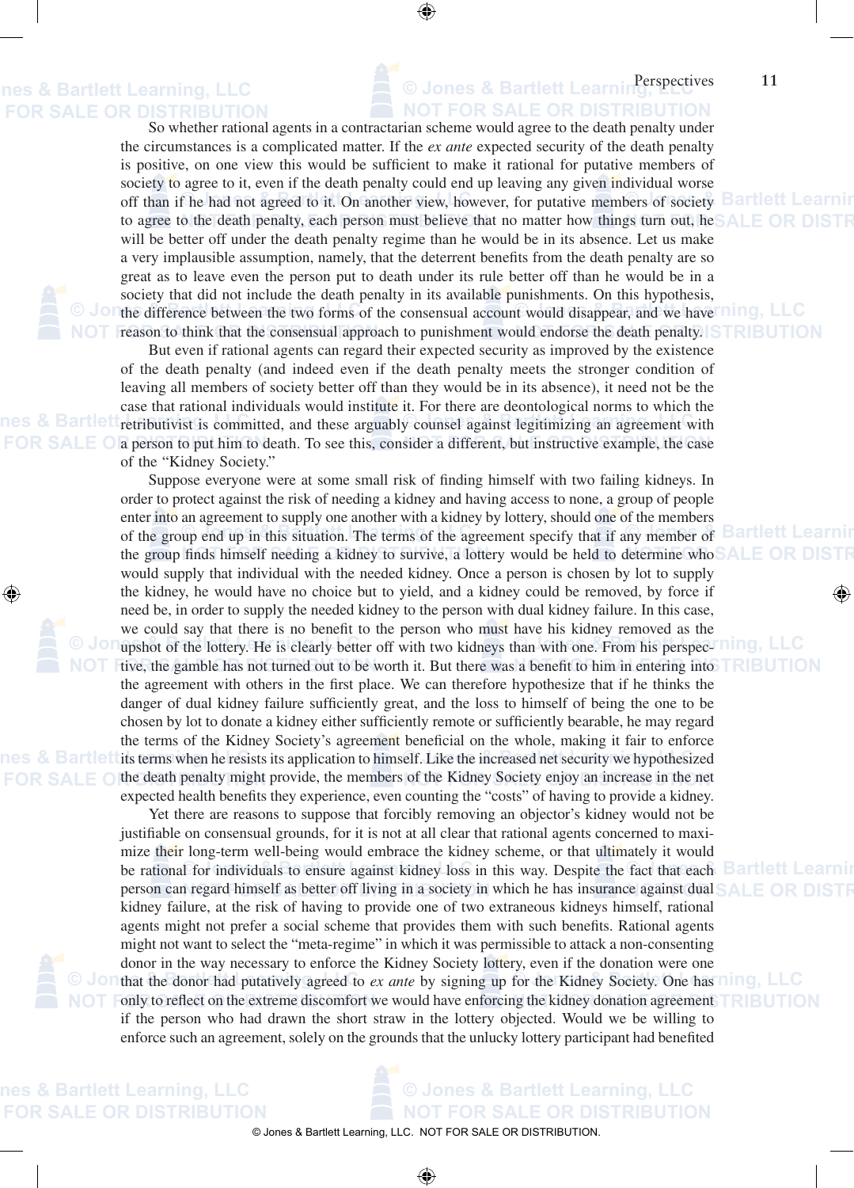So whether rational agents in a contractarian scheme would agree to the death penalty under the circumstances is a complicated matter. If the *ex ante* expected security of the death penalty is positive, on one view this would be sufficient to make it rational for putative members of society to agree to it, even if the death penalty could end up leaving any given individual worse off than if he had not agreed to it. On another view, however, for putative members of society to agree to the death penalty, each person must believe that no matter how things turn out, he will be better off under the death penalty regime than he would be in its absence. Let us make a very implausible assumption, namely, that the deterrent benefits from the death penalty are so great as to leave even the person put to death under its rule better off than he would be in a society that did not include the death penalty in its available punishments. On this hypothesis, the difference between the two forms of the consensual account would disappear, and we have reason to think that the consensual approach to punishment would endorse the death penalty.

But even if rational agents can regard their expected security as improved by the existence of the death penalty (and indeed even if the death penalty meets the stronger condition of leaving all members of society better off than they would be in its absence), it need not be the case that rational individuals would institute it. For there are deontological norms to which the retributivist is committed, and these arguably counsel against legitimizing an agreement with a person to put him to death. To see this, consider a different, but instructive example, the case of the "Kidney Society."

Suppose everyone were at some small risk of finding himself with two failing kidneys. In order to protect against the risk of needing a kidney and having access to none, a group of people enter into an agreement to supply one another with a kidney by lottery, should one of the members of the group end up in this situation. The terms of the agreement specify that if any member of the group finds himself needing a kidney to survive, a lottery would be held to determine who would supply that individual with the needed kidney. Once a person is chosen by lot to supply the kidney, he would have no choice but to yield, and a kidney could be removed, by force if need be, in order to supply the needed kidney to the person with dual kidney failure. In this case, we could say that there is no benefit to the person who must have his kidney removed as the upshot of the lottery. He is clearly better off with two kidneys than with one. From his perspective, the gamble has not turned out to be worth it. But there was a benefit to him in entering into the agreement with others in the first place. We can therefore hypothesize that if he thinks the danger of dual kidney failure sufficiently great, and the loss to himself of being the one to be chosen by lot to donate a kidney either sufficiently remote or sufficiently bearable, he may regard the terms of the Kidney Society's agreement beneficial on the whole, making it fair to enforce its terms when he resists its application to himself. Like the increased net security we hypothesized the death penalty might provide, the members of the Kidney Society enjoy an increase in the net expected health benefits they experience, even counting the "costs" of having to provide a kidney.

Yet there are reasons to suppose that forcibly removing an objector's kidney would not be justifiable on consensual grounds, for it is not at all clear that rational agents concerned to maximize their long-term well-being would embrace the kidney scheme, or that ultimately it would be rational for individuals to ensure against kidney loss in this way. Despite the fact that each person can regard himself as better off living in a society in which he has insurance against dual kidney failure, at the risk of having to provide one of two extraneous kidneys himself, rational agents might not prefer a social scheme that provides them with such benefits. Rational agents might not want to select the "meta-regime" in which it was permissible to attack a non-consenting donor in the way necessary to enforce the Kidney Society lottery, even if the donation were one that the donor had putatively agreed to *ex ante* by signing up for the Kidney Society. One has only to reflect on the extreme discomfort we would have enforcing the kidney donation agreement if the person who had drawn the short straw in the lottery objected. Would we be willing to enforce such an agreement, solely on the grounds that the unlucky lottery participant had benefited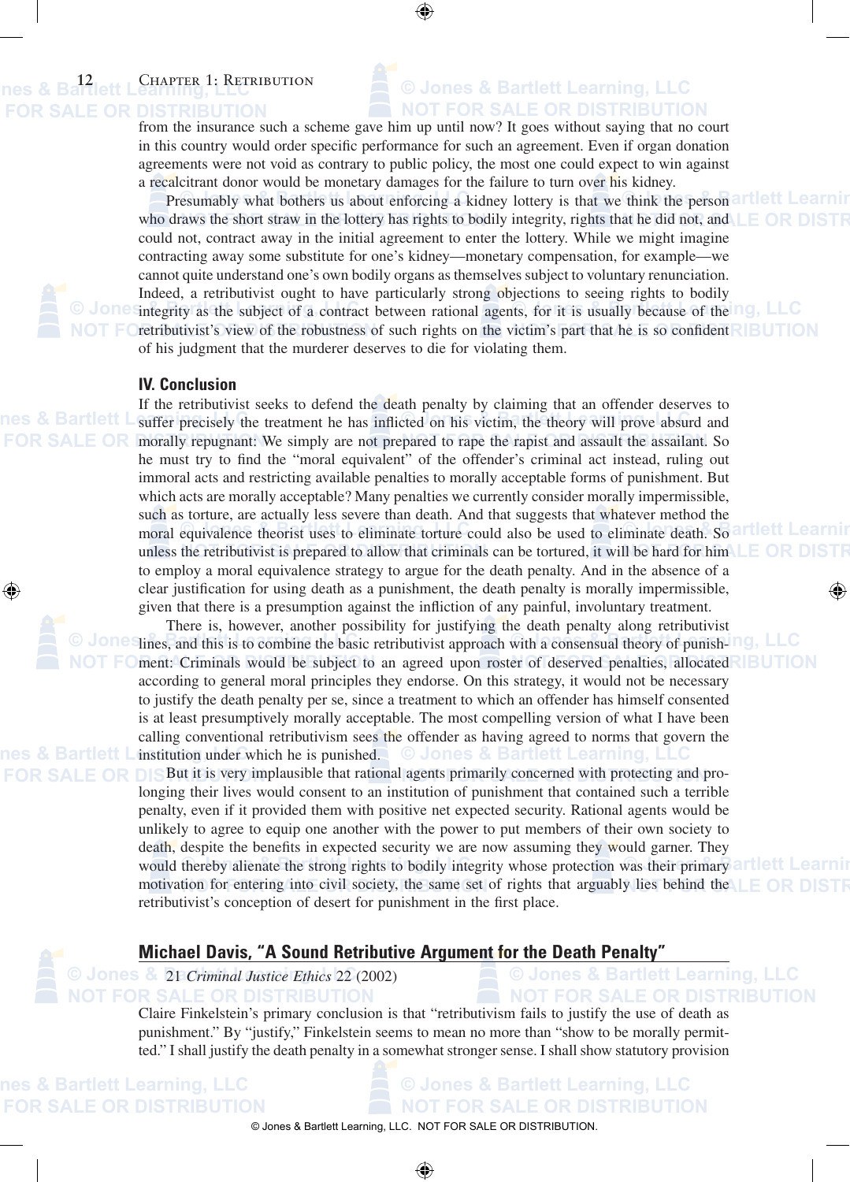from the insurance such a scheme gave him up until now? It goes without saying that no court in this country would order specific performance for such an agreement. Even if organ donation agreements were not void as contrary to public policy, the most one could expect to win against a recalcitrant donor would be monetary damages for the failure to turn over his kidney.

Presumably what bothers us about enforcing a kidney lottery is that we think the person who draws the short straw in the lottery has rights to bodily integrity, rights that he did not, and could not, contract away in the initial agreement to enter the lottery. While we might imagine contracting away some substitute for one's kidney—monetary compensation, for example—we cannot quite understand one's own bodily organs as themselves subject to voluntary renunciation. Indeed, a retributivist ought to have particularly strong objections to seeing rights to bodily integrity as the subject of a contract between rational agents, for it is usually because of the retributivist's view of the robustness of such rights on the victim's part that he is so confident of his judgment that the murderer deserves to die for violating them.

## IV. Conclusion

If the retributivist seeks to defend the death penalty by claiming that an offender deserves to suffer precisely the treatment he has inflicted on his victim, the theory will prove absurd and morally repugnant: We simply are not prepared to rape the rapist and assault the assailant. So he must try to find the "moral equivalent" of the offender's criminal act instead, ruling out immoral acts and restricting available penalties to morally acceptable forms of punishment. But which acts are morally acceptable? Many penalties we currently consider morally impermissible, such as torture, are actually less severe than death. And that suggests that whatever method the moral equivalence theorist uses to eliminate torture could also be used to eliminate death. So unless the retributivist is prepared to allow that criminals can be tortured, it will be hard for him to employ a moral equivalence strategy to argue for the death penalty. And in the absence of a clear justification for using death as a punishment, the death penalty is morally impermissible, given that there is a presumption against the infliction of any painful, involuntary treatment.

There is, however, another possibility for justifying the death penalty along retributivist lines, and this is to combine the basic retributivist approach with a consensual theory of punishment: Criminals would be subject to an agreed upon roster of deserved penalties, allocated according to general moral principles they endorse. On this strategy, it would not be necessary to justify the death penalty per se, since a treatment to which an offender has himself consented is at least presumptively morally acceptable. The most compelling version of what I have been calling conventional retributivism sees the offender as having agreed to norms that govern the institution under which he is punished.

But it is very implausible that rational agents primarily concerned with protecting and prolonging their lives would consent to an institution of punishment that contained such a terrible penalty, even if it provided them with positive net expected security. Rational agents would be unlikely to agree to equip one another with the power to put members of their own society to death, despite the benefits in expected security we are now assuming they would garner. They would thereby alienate the strong rights to bodily integrity whose protection was their primary motivation for entering into civil society, the same set of rights that arguably lies behind the retributivist's conception of desert for punishment in the first place.

## Michael Davis, "A Sound Retributive Argument for the Death Penalty"

21 *Criminal Justice Ethics* 22 (2002)

Claire Finkelstein's primary conclusion is that "retributivism fails to justify the use of death as punishment." By "justify," Finkelstein seems to mean no more than "show to be morally permitted." I shall justify the death penalty in a somewhat stronger sense. I shall show statutory provision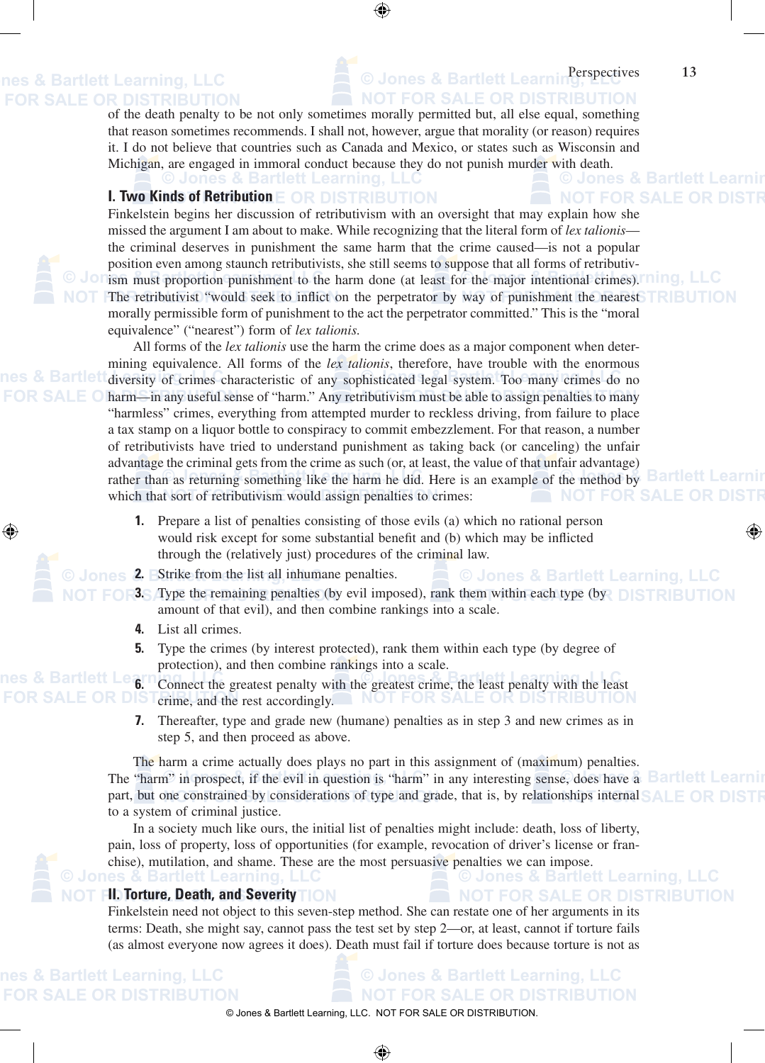of the death penalty to be not only sometimes morally permitted but, all else equal, something that reason sometimes recommends. I shall not, however, argue that morality (or reason) requires it. I do not believe that countries such as Canada and Mexico, or states such as Wisconsin and Michigan, are engaged in immoral conduct because they do not punish murder with death.

## I. Two Kinds of Retribution

Finkelstein begins her discussion of retributivism with an oversight that may explain how she missed the argument I am about to make. While recognizing that the literal form of *lex talionis*—the criminal deserves in punishment the same harm that the crime caused—is not a popular position even among staunch retributivists, she still seems to suppose that all forms of retributivism must proportion punishment to the harm done (at least for the major intentional crimes). The retributivist "would seek to inflict on the perpetrator by way of punishment the nearest morally permissible form of punishment to the act the perpetrator committed." This is the "moral equivalence" ("nearest") form of *lex talionis.*

All forms of the *lex talionis* use the harm the crime does as a major component when determining equivalence. All forms of the *lex talionis*, therefore, have trouble with the enormous diversity of crimes characteristic of any sophisticated legal system. Too many crimes do no harm—in any useful sense of "harm." Any retributivism must be able to assign penalties to many "harmless" crimes, everything from attempted murder to reckless driving, from failure to place a tax stamp on a liquor bottle to conspiracy to commit embezzlement. For that reason, a number of retributivists have tried to understand punishment as taking back (or canceling) the unfair advantage the criminal gets from the crime as such (or, at least, the value of that unfair advantage) rather than as returning something like the harm he did. Here is an example of the method by which that sort of retributivism would assign penalties to crimes:

1. Prepare a list of penalties consisting of those evils (a) which no rational person would risk except for some substantial benefit and (b) which may be inflicted through the (relatively just) procedures of the criminal law.
2. Strike from the list all inhumane penalties.
3. Type the remaining penalties (by evil imposed), rank them within each type (by amount of that evil), and then combine rankings into a scale.
4. List all crimes.
5. Type the crimes (by interest protected), rank them within each type (by degree of protection), and then combine rankings into a scale.
6. Connect the greatest penalty with the greatest crime, the least penalty with the least crime, and the rest accordingly.
7. Thereafter, type and grade new (humane) penalties as in step 3 and new crimes as in step 5, and then proceed as above.

The harm a crime actually does plays no part in this assignment of (maximum) penalties. The "harm" in prospect, if the evil in question is "harm" in any interesting sense, does have a part, but one constrained by considerations of type and grade, that is, by relationships internal to a system of criminal justice.

In a society much like ours, the initial list of penalties might include: death, loss of liberty, pain, loss of property, loss of opportunities (for example, revocation of driver's license or franchise), mutilation, and shame. These are the most persuasive penalties we can impose.

## II. Torture, Death, and Severity

Finkelstein need not object to this seven-step method. She can restate one of her arguments in its terms: Death, she might say, cannot pass the test set by step 2—or, at least, cannot if torture fails (as almost everyone now agrees it does). Death must fail if torture does because torture is not as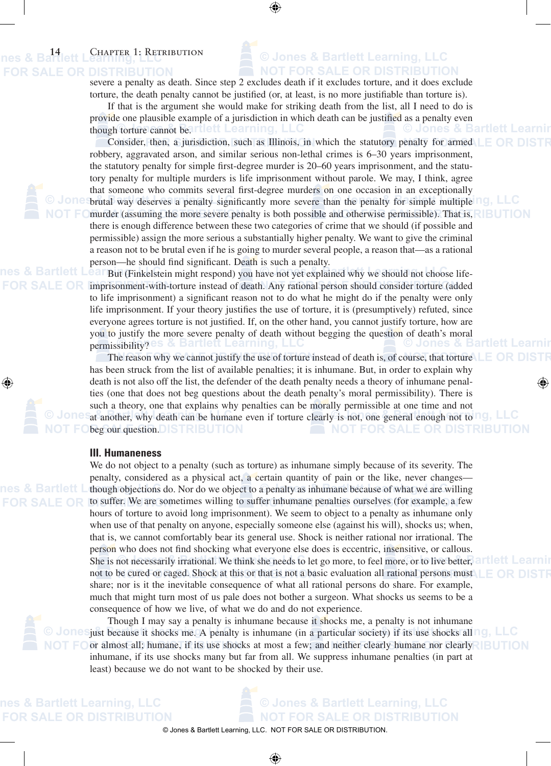severe a penalty as death. Since step 2 excludes death if it excludes torture, and it does exclude torture, the death penalty cannot be justified (or, at least, is no more justifiable than torture is).

If that is the argument she would make for striking death from the list, all I need to do is provide one plausible example of a jurisdiction in which death can be justified as a penalty even though torture cannot be.

Consider, then, a jurisdiction, such as Illinois, in which the statutory penalty for armed robbery, aggravated arson, and similar serious non-lethal crimes is 6–30 years imprisonment, the statutory penalty for simple first-degree murder is 20–60 years imprisonment, and the statutory penalty for multiple murders is life imprisonment without parole. We may, I think, agree that someone who commits several first-degree murders on one occasion in an exceptionally brutal way deserves a penalty significantly more severe than the penalty for simple multiple murder (assuming the more severe penalty is both possible and otherwise permissible). That is, there is enough difference between these two categories of crime that we should (if possible and permissible) assign the more serious a substantially higher penalty. We want to give the criminal a reason not to be brutal even if he is going to murder several people, a reason that—as a rational person—he should find significant. Death is such a penalty.

But (Finkelstein might respond) you have not yet explained why we should not choose life-imprisonment-with-torture instead of death. Any rational person should consider torture (added to life imprisonment) a significant reason not to do what he might do if the penalty were only life imprisonment. If your theory justifies the use of torture, it is (presumptively) refuted, since everyone agrees torture is not justified. If, on the other hand, you cannot justify torture, how are you to justify the more severe penalty of death without begging the question of death's moral permissibility?

The reason why we cannot justify the use of torture instead of death is, of course, that torture has been struck from the list of available penalties; it is inhumane. But, in order to explain why death is not also off the list, the defender of the death penalty needs a theory of inhumane penalties (one that does not beg questions about the death penalty's moral permissibility). There is such a theory, one that explains why penalties can be morally permissible at one time and not at another, why death can be humane even if torture clearly is not, one general enough not to beg our question.

### III. Humaneness

We do not object to a penalty (such as torture) as inhumane simply because of its severity. The penalty, considered as a physical act, a certain quantity of pain or the like, never changes—though objections do. Nor do we object to a penalty as inhumane because of what we are willing to suffer. We are sometimes willing to suffer inhumane penalties ourselves (for example, a few hours of torture to avoid long imprisonment). We seem to object to a penalty as inhumane only when use of that penalty on anyone, especially someone else (against his will), shocks us; when, that is, we cannot comfortably bear its general use. Shock is neither rational nor irrational. The person who does not find shocking what everyone else does is eccentric, insensitive, or callous. She is not necessarily irrational. We think she needs to let go more, to feel more, or to live better, not to be cured or caged. Shock at this or that is not a basic evaluation all rational persons must share; nor is it the inevitable consequence of what all rational persons do share. For example, much that might turn most of us pale does not bother a surgeon. What shocks us seems to be a consequence of how we live, of what we do and do not experience.

Though I may say a penalty is inhumane because it shocks me, a penalty is not inhumane just because it shocks me. A penalty is inhumane (in a particular society) if its use shocks all or almost all; humane, if its use shocks at most a few; and neither clearly humane nor clearly inhumane, if its use shocks many but far from all. We suppress inhumane penalties (in part at least) because we do not want to be shocked by their use.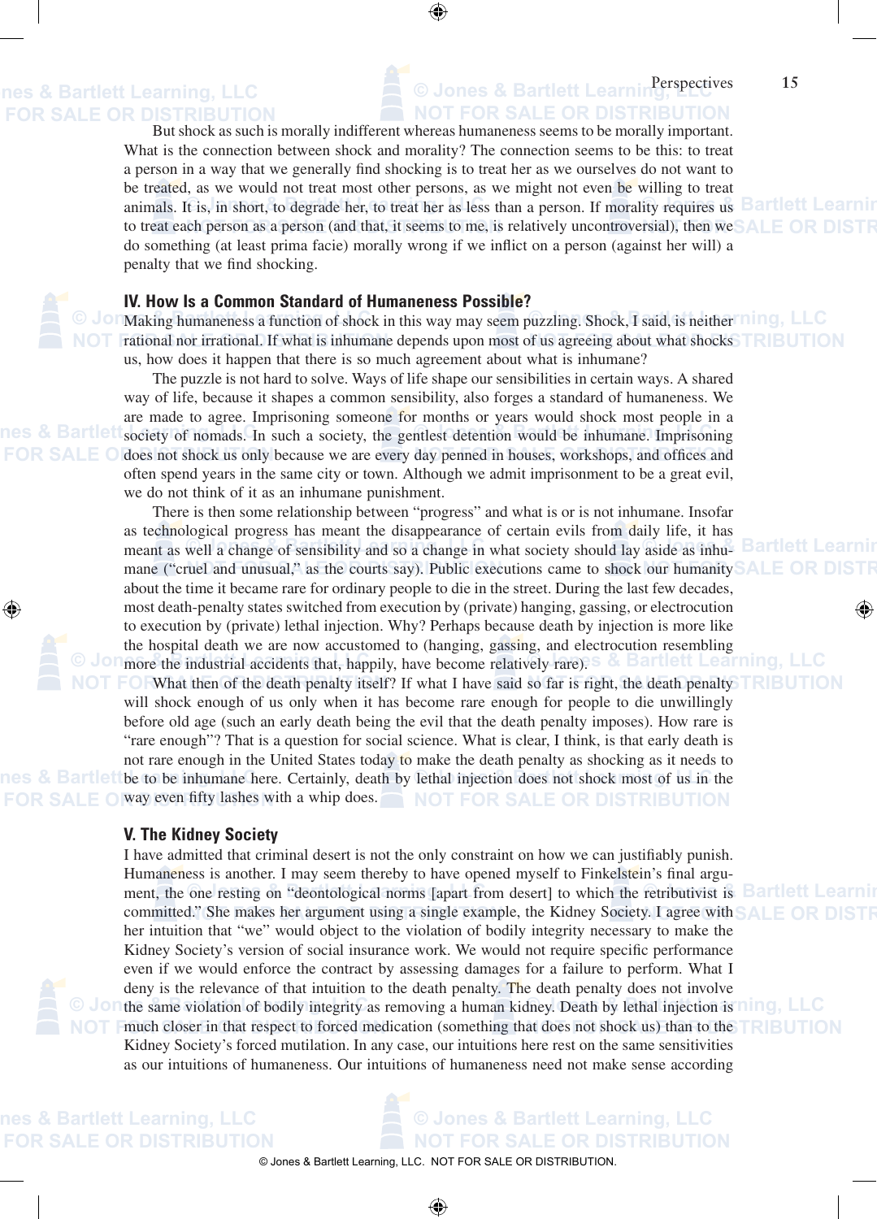But shock as such is morally indifferent whereas humaneness seems to be morally important. What is the connection between shock and morality? The connection seems to be this: to treat a person in a way that we generally find shocking is to treat her as we ourselves do not want to be treated, as we would not treat most other persons, as we might not even be willing to treat animals. It is, in short, to degrade her, to treat her as less than a person. If morality requires us to treat each person as a person (and that, it seems to me, is relatively uncontroversial), then we do something (at least prima facie) morally wrong if we inflict on a person (against her will) a penalty that we find shocking.

### IV. How Is a Common Standard of Humaneness Possible?

Making humaneness a function of shock in this way may seem puzzling. Shock, I said, is neither rational nor irrational. If what is inhumane depends upon most of us agreeing about what shocks us, how does it happen that there is so much agreement about what is inhumane?

The puzzle is not hard to solve. Ways of life shape our sensibilities in certain ways. A shared way of life, because it shapes a common sensibility, also forges a standard of humaneness. We are made to agree. Imprisoning someone for months or years would shock most people in a society of nomads. In such a society, the gentlest detention would be inhumane. Imprisoning does not shock us only because we are every day penned in houses, workshops, and offices and often spend years in the same city or town. Although we admit imprisonment to be a great evil, we do not think of it as an inhumane punishment.

There is then some relationship between "progress" and what is or is not inhumane. Insofar as technological progress has meant the disappearance of certain evils from daily life, it has meant as well a change of sensibility and so a change in what society should lay aside as inhumane ("cruel and unusual," as the courts say). Public executions came to shock our humanity about the time it became rare for ordinary people to die in the street. During the last few decades, most death-penalty states switched from execution by (private) hanging, gassing, or electrocution to execution by (private) lethal injection. Why? Perhaps because death by injection is more like the hospital death we are now accustomed to (hanging, gassing, and electrocution resembling more the industrial accidents that, happily, have become relatively rare).

What then of the death penalty itself? If what I have said so far is right, the death penalty will shock enough of us only when it has become rare enough for people to die unwillingly before old age (such an early death being the evil that the death penalty imposes). How rare is "rare enough"? That is a question for social science. What is clear, I think, is that early death is not rare enough in the United States today to make the death penalty as shocking as it needs to be to be inhumane here. Certainly, death by lethal injection does not shock most of us in the way even fifty lashes with a whip does.

### V. The Kidney Society

I have admitted that criminal desert is not the only constraint on how we can justifiably punish. Humaneness is another. I may seem thereby to have opened myself to Finkelstein's final argument, the one resting on "deontological norms [apart from desert] to which the retributivist is committed." She makes her argument using a single example, the Kidney Society. I agree with her intuition that "we" would object to the violation of bodily integrity necessary to make the Kidney Society's version of social insurance work. We would not require specific performance even if we would enforce the contract by assessing damages for a failure to perform. What I deny is the relevance of that intuition to the death penalty. The death penalty does not involve the same violation of bodily integrity as removing a human kidney. Death by lethal injection is much closer in that respect to forced medication (something that does not shock us) than to the Kidney Society's forced mutilation. In any case, our intuitions here rest on the same sensitivities as our intuitions of humaneness. Our intuitions of humaneness need not make sense according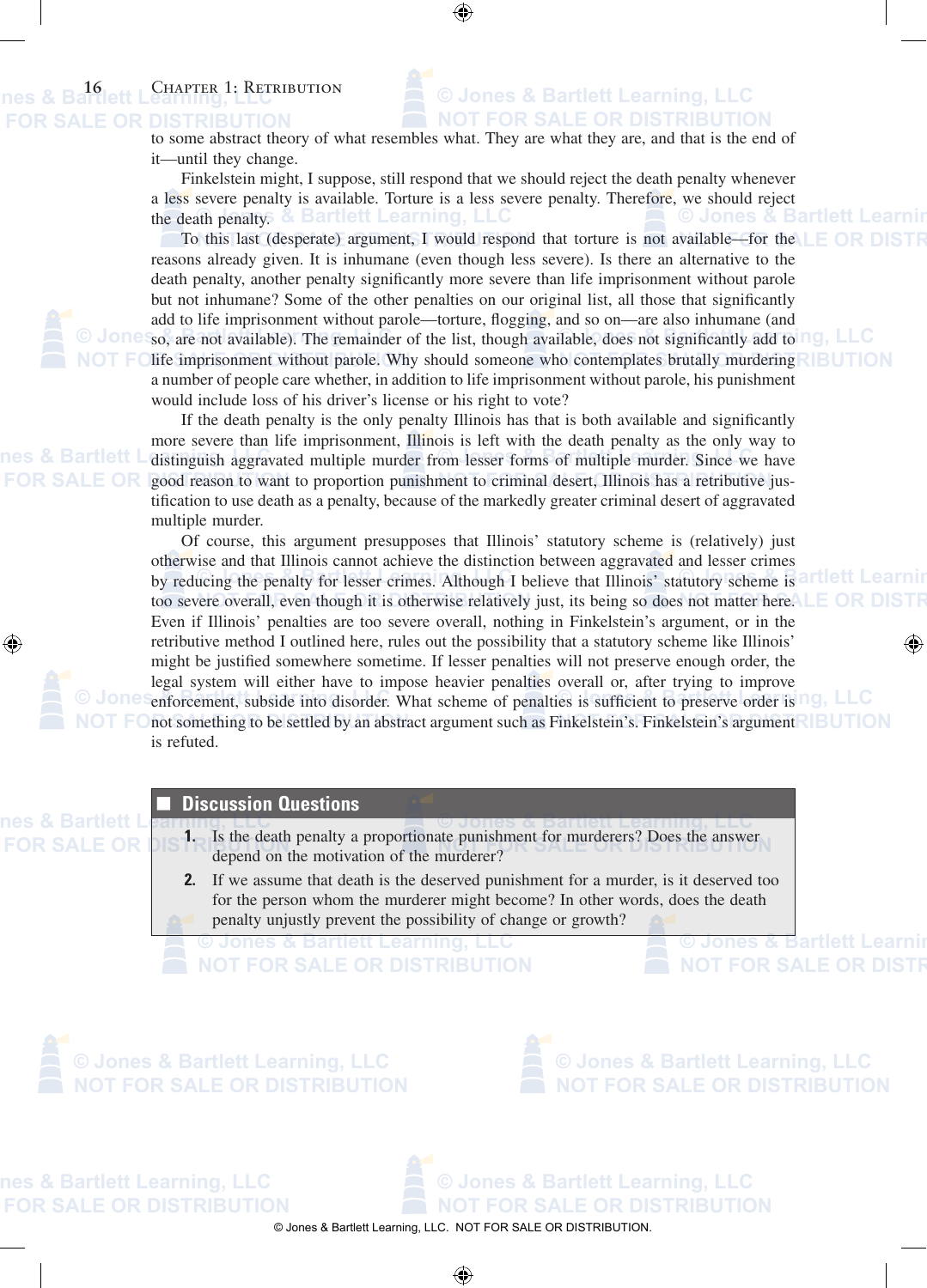to some abstract theory of what resembles what. They are what they are, and that is the end of it—until they change.

Finkelstein might, I suppose, still respond that we should reject the death penalty whenever a less severe penalty is available. Torture is a less severe penalty. Therefore, we should reject the death penalty.

To this last (desperate) argument, I would respond that torture is not available—for the reasons already given. It is inhumane (even though less severe). Is there an alternative to the death penalty, another penalty significantly more severe than life imprisonment without parole but not inhumane? Some of the other penalties on our original list, all those that significantly add to life imprisonment without parole—torture, flogging, and so on—are also inhumane (and so, are not available). The remainder of the list, though available, does not significantly add to life imprisonment without parole. Why should someone who contemplates brutally murdering a number of people care whether, in addition to life imprisonment without parole, his punishment would include loss of his driver's license or his right to vote?

If the death penalty is the only penalty Illinois has that is both available and significantly more severe than life imprisonment, Illinois is left with the death penalty as the only way to distinguish aggravated multiple murder from lesser forms of multiple murder. Since we have good reason to want to proportion punishment to criminal desert, Illinois has a retributive justification to use death as a penalty, because of the markedly greater criminal desert of aggravated multiple murder.

Of course, this argument presupposes that Illinois' statutory scheme is (relatively) just otherwise and that Illinois cannot achieve the distinction between aggravated and lesser crimes by reducing the penalty for lesser crimes. Although I believe that Illinois' statutory scheme is too severe overall, even though it is otherwise relatively just, its being so does not matter here. Even if Illinois' penalties are too severe overall, nothing in Finkelstein's argument, or in the retributive method I outlined here, rules out the possibility that a statutory scheme like Illinois' might be justified somewhere sometime. If lesser penalties will not preserve enough order, the legal system will either have to impose heavier penalties overall or, after trying to improve enforcement, subside into disorder. What scheme of penalties is sufficient to preserve order is not something to be settled by an abstract argument such as Finkelstein's. Finkelstein's argument is refuted.

## Discussion Questions

1. Is the death penalty a proportionate punishment for murderers? Does the answer depend on the motivation of the murderer?
2. If we assume that death is the deserved punishment for a murder, is it deserved too for the person whom the murderer might become? In other words, does the death penalty unjustly prevent the possibility of change or growth?